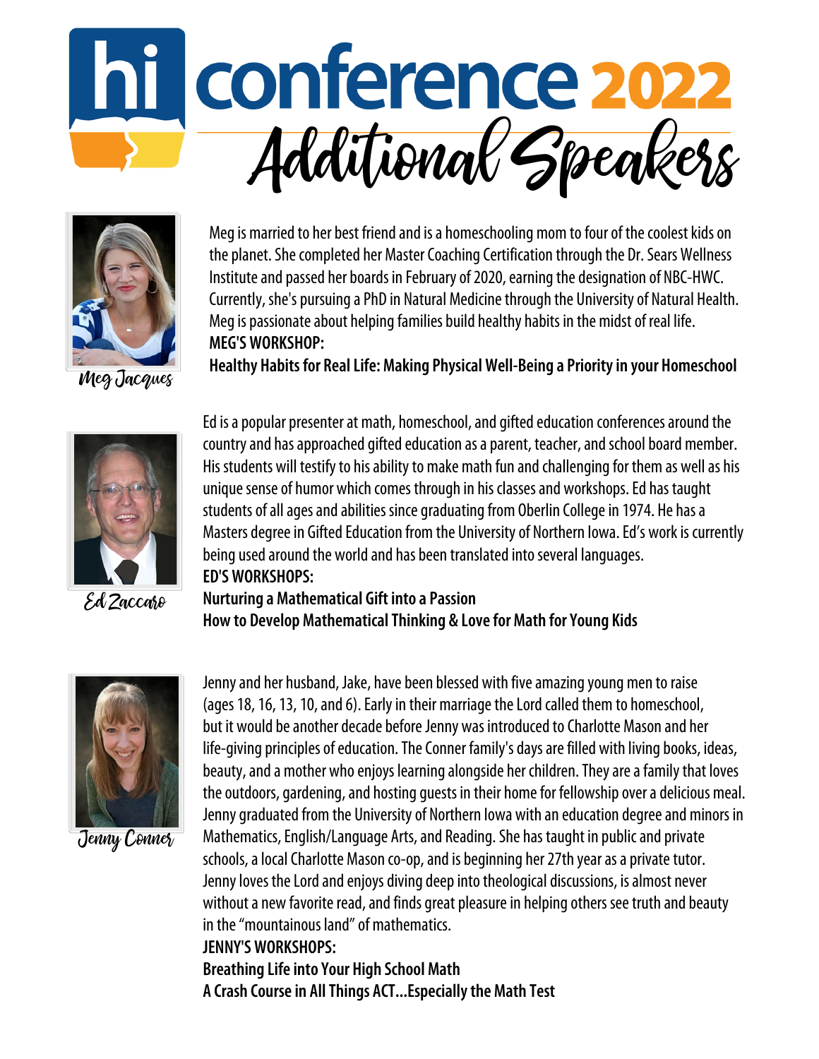# hi conference 2022

## Additional Speakers

### Meg Jacques

Meg is married to her best friend and is a homeschooling mom to four of the coolest kids on the planet. She completed her Master Coaching Certification through the Dr. Sears Wellness Institute and passed her boards in February of 2020, earning the designation of NBC-HWC. Currently, she's pursuing a PhD in Natural Medicine through the University of Natural Health. Meg is passionate about helping families build healthy habits in the midst of real life.

**MEG'S WORKSHOP:**

**Healthy Habits for Real Life: Making Physical Well-Being a Priority in your Homeschool**

### Ed Zaccaro

Ed is a popular presenter at math, homeschool, and gifted education conferences around the country and has approached gifted education as a parent, teacher, and school board member. His students will testify to his ability to make math fun and challenging for them as well as his unique sense of humor which comes through in his classes and workshops. Ed has taught students of all ages and abilities since graduating from Oberlin College in 1974. He has a Masters degree in Gifted Education from the University of Northern Iowa. Ed's work is currently being used around the world and has been translated into several languages.

**ED'S WORKSHOPS:**

**Nurturing a Mathematical Gift into a Passion**

**How to Develop Mathematical Thinking & Love for Math for Young Kids**

### Jenny Conner

Jenny and her husband, Jake, have been blessed with five amazing young men to raise (ages 18, 16, 13, 10, and 6). Early in their marriage the Lord called them to homeschool, but it would be another decade before Jenny was introduced to Charlotte Mason and her life-giving principles of education. The Conner family's days are filled with living books, ideas, beauty, and a mother who enjoys learning alongside her children. They are a family that loves the outdoors, gardening, and hosting guests in their home for fellowship over a delicious meal. Jenny graduated from the University of Northern Iowa with an education degree and minors in Mathematics, English/Language Arts, and Reading. She has taught in public and private schools, a local Charlotte Mason co-op, and is beginning her 27th year as a private tutor. Jenny loves the Lord and enjoys diving deep into theological discussions, is almost never without a new favorite read, and finds great pleasure in helping others see truth and beauty in the "mountainous land" of mathematics.

**JENNY'S WORKSHOPS:**

**Breathing Life into Your High School Math**

**A Crash Course in All Things ACT...Especially the Math Test**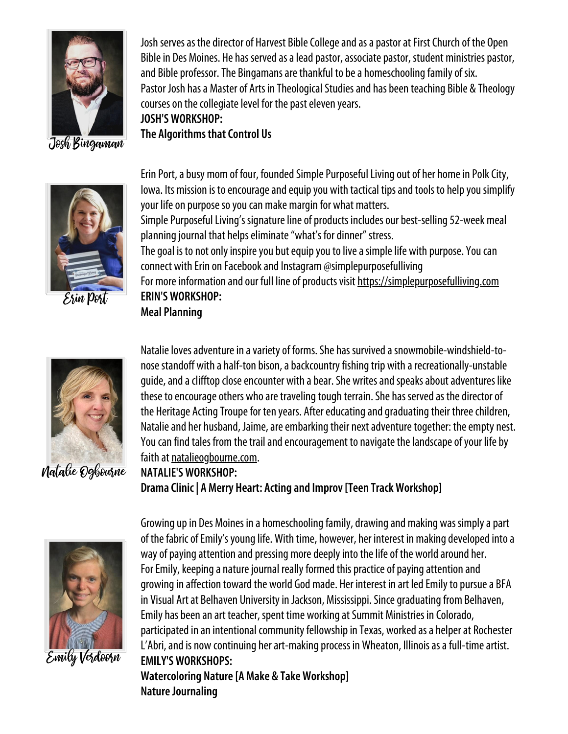Josh Bingaman

Josh serves as the director of Harvest Bible College and as a pastor at First Church of the Open Bible in Des Moines. He has served as a lead pastor, associate pastor, student ministries pastor, and Bible professor. The Bingamans are thankful to be a homeschooling family of six.
Pastor Josh has a Master of Arts in Theological Studies and has been teaching Bible & Theology courses on the collegiate level for the past eleven years.

**JOSH'S WORKSHOP:**
**The Algorithms that Control Us**

Erin Port

Erin Port, a busy mom of four, founded Simple Purposeful Living out of her home in Polk City, Iowa. Its mission is to encourage and equip you with tactical tips and tools to help you simplify your life on purpose so you can make margin for what matters.
Simple Purposeful Living's signature line of products includes our best-selling 52-week meal planning journal that helps eliminate "what's for dinner" stress.
The goal is to not only inspire you but equip you to live a simple life with purpose. You can connect with Erin on Facebook and Instagram @simplepurposefulliving
For more information and our full line of products visit https://simplepurposefulliving.com

**ERIN'S WORKSHOP:**
**Meal Planning**

Natalie Ogbourne

Natalie loves adventure in a variety of forms. She has survived a snowmobile-windshield-to-nose standoff with a half-ton bison, a backcountry fishing trip with a recreationally-unstable guide, and a clifftop close encounter with a bear. She writes and speaks about adventures like these to encourage others who are traveling tough terrain. She has served as the director of the Heritage Acting Troupe for ten years. After educating and graduating their three children, Natalie and her husband, Jaime, are embarking their next adventure together: the empty nest. You can find tales from the trail and encouragement to navigate the landscape of your life by faith at natalieogbourne.com.

**NATALIE'S WORKSHOP:**
**Drama Clinic | A Merry Heart: Acting and Improv [Teen Track Workshop]**

Emily Verdoorn

Growing up in Des Moines in a homeschooling family, drawing and making was simply a part of the fabric of Emily's young life. With time, however, her interest in making developed into a way of paying attention and pressing more deeply into the life of the world around her.
For Emily, keeping a nature journal really formed this practice of paying attention and growing in affection toward the world God made. Her interest in art led Emily to pursue a BFA in Visual Art at Belhaven University in Jackson, Mississippi. Since graduating from Belhaven, Emily has been an art teacher, spent time working at Summit Ministries in Colorado, participated in an intentional community fellowship in Texas, worked as a helper at Rochester L'Abri, and is now continuing her art-making process in Wheaton, Illinois as a full-time artist.

**EMILY'S WORKSHOPS:**
**Watercoloring Nature [A Make & Take Workshop]**
**Nature Journaling**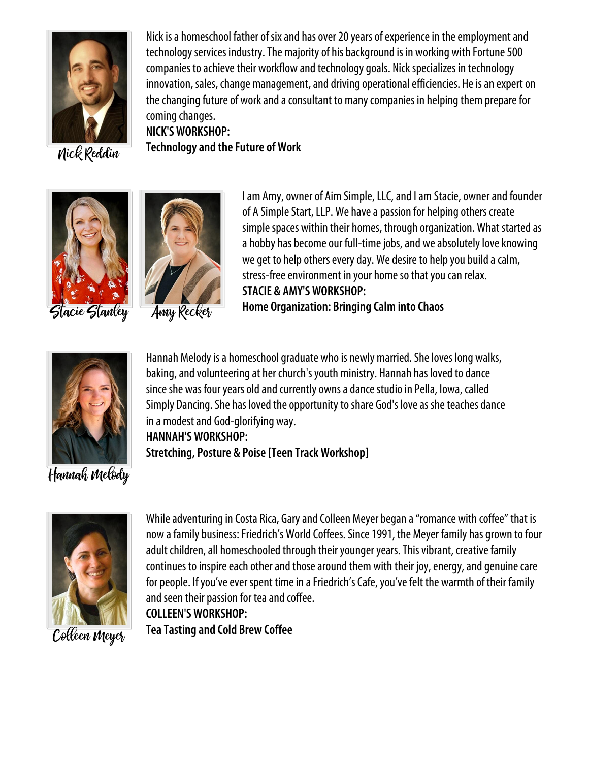Nick Reddin

Nick is a homeschool father of six and has over 20 years of experience in the employment and technology services industry. The majority of his background is in working with Fortune 500 companies to achieve their workflow and technology goals. Nick specializes in technology innovation, sales, change management, and driving operational efficiencies. He is an expert on the changing future of work and a consultant to many companies in helping them prepare for coming changes.

**NICK'S WORKSHOP:**
**Technology and the Future of Work**

Stacie Stanley

Amy Recker

I am Amy, owner of Aim Simple, LLC, and I am Stacie, owner and founder of A Simple Start, LLP. We have a passion for helping others create simple spaces within their homes, through organization. What started as a hobby has become our full-time jobs, and we absolutely love knowing we get to help others every day. We desire to help you build a calm, stress-free environment in your home so that you can relax.

**STACIE & AMY'S WORKSHOP:**
**Home Organization: Bringing Calm into Chaos**

Hannah Melody

Hannah Melody is a homeschool graduate who is newly married. She loves long walks, baking, and volunteering at her church's youth ministry. Hannah has loved to dance since she was four years old and currently owns a dance studio in Pella, Iowa, called Simply Dancing. She has loved the opportunity to share God's love as she teaches dance in a modest and God-glorifying way.

**HANNAH'S WORKSHOP:**
**Stretching, Posture & Poise [Teen Track Workshop]**

Colleen Meyer

While adventuring in Costa Rica, Gary and Colleen Meyer began a "romance with coffee" that is now a family business: Friedrich's World Coffees. Since 1991, the Meyer family has grown to four adult children, all homeschooled through their younger years. This vibrant, creative family continues to inspire each other and those around them with their joy, energy, and genuine care for people. If you've ever spent time in a Friedrich's Cafe, you've felt the warmth of their family and seen their passion for tea and coffee.

**COLLEEN'S WORKSHOP:**
**Tea Tasting and Cold Brew Coffee**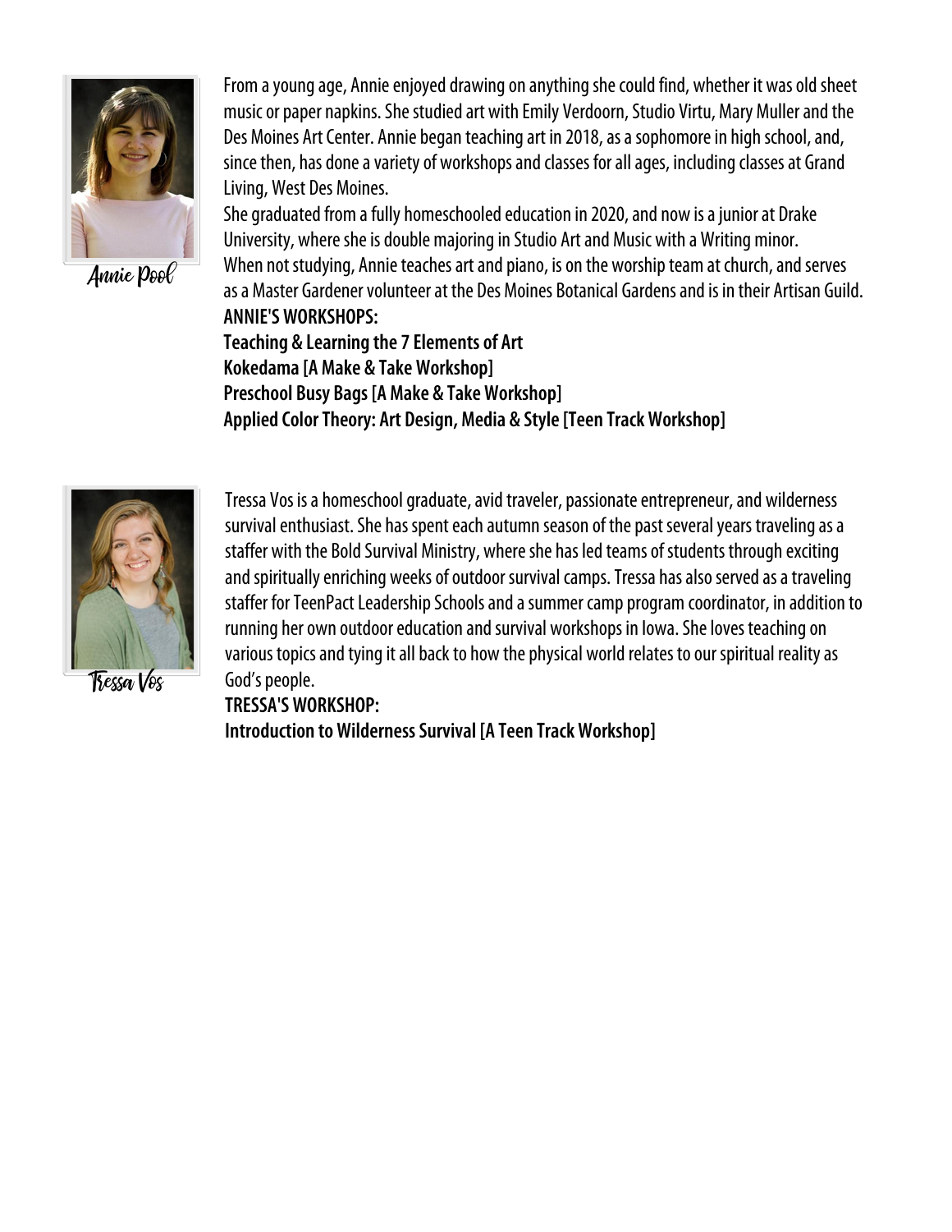Annie Pool

From a young age, Annie enjoyed drawing on anything she could find, whether it was old sheet music or paper napkins. She studied art with Emily Verdoorn, Studio Virtu, Mary Muller and the Des Moines Art Center. Annie began teaching art in 2018, as a sophomore in high school, and, since then, has done a variety of workshops and classes for all ages, including classes at Grand Living, West Des Moines.

She graduated from a fully homeschooled education in 2020, and now is a junior at Drake University, where she is double majoring in Studio Art and Music with a Writing minor.

When not studying, Annie teaches art and piano, is on the worship team at church, and serves as a Master Gardener volunteer at the Des Moines Botanical Gardens and is in their Artisan Guild.

**ANNIE'S WORKSHOPS:**

**Teaching & Learning the 7 Elements of Art**

**Kokedama [A Make & Take Workshop]**

**Preschool Busy Bags [A Make & Take Workshop]**

**Applied Color Theory: Art Design, Media & Style [Teen Track Workshop]**

Tressa Vos

Tressa Vos is a homeschool graduate, avid traveler, passionate entrepreneur, and wilderness survival enthusiast. She has spent each autumn season of the past several years traveling as a staffer with the Bold Survival Ministry, where she has led teams of students through exciting and spiritually enriching weeks of outdoor survival camps. Tressa has also served as a traveling staffer for TeenPact Leadership Schools and a summer camp program coordinator, in addition to running her own outdoor education and survival workshops in Iowa. She loves teaching on various topics and tying it all back to how the physical world relates to our spiritual reality as God's people.

**TRESSA'S WORKSHOP:**

**Introduction to Wilderness Survival [A Teen Track Workshop]**